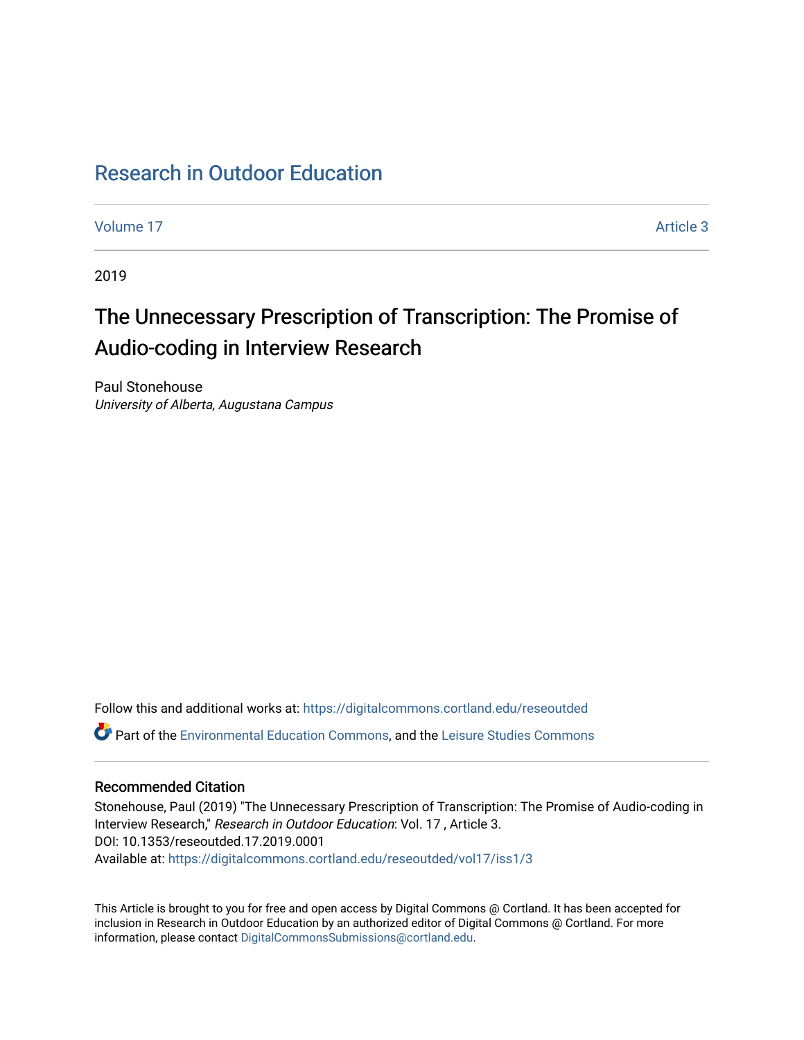# Research in Outdoor Education

Volume 17 Article 3

2019

## The Unnecessary Prescription of Transcription: The Promise of Audio-coding in Interview Research

Paul Stonehouse
*University of Alberta, Augustana Campus*

Follow this and additional works at: https://digitalcommons.cortland.edu/reseoutded

Part of the Environmental Education Commons, and the Leisure Studies Commons

### Recommended Citation

Stonehouse, Paul (2019) "The Unnecessary Prescription of Transcription: The Promise of Audio-coding in Interview Research," *Research in Outdoor Education*: Vol. 17 , Article 3.
DOI: 10.1353/reseoutded.17.2019.0001
Available at: https://digitalcommons.cortland.edu/reseoutded/vol17/iss1/3

This Article is brought to you for free and open access by Digital Commons @ Cortland. It has been accepted for inclusion in Research in Outdoor Education by an authorized editor of Digital Commons @ Cortland. For more information, please contact DigitalCommonsSubmissions@cortland.edu.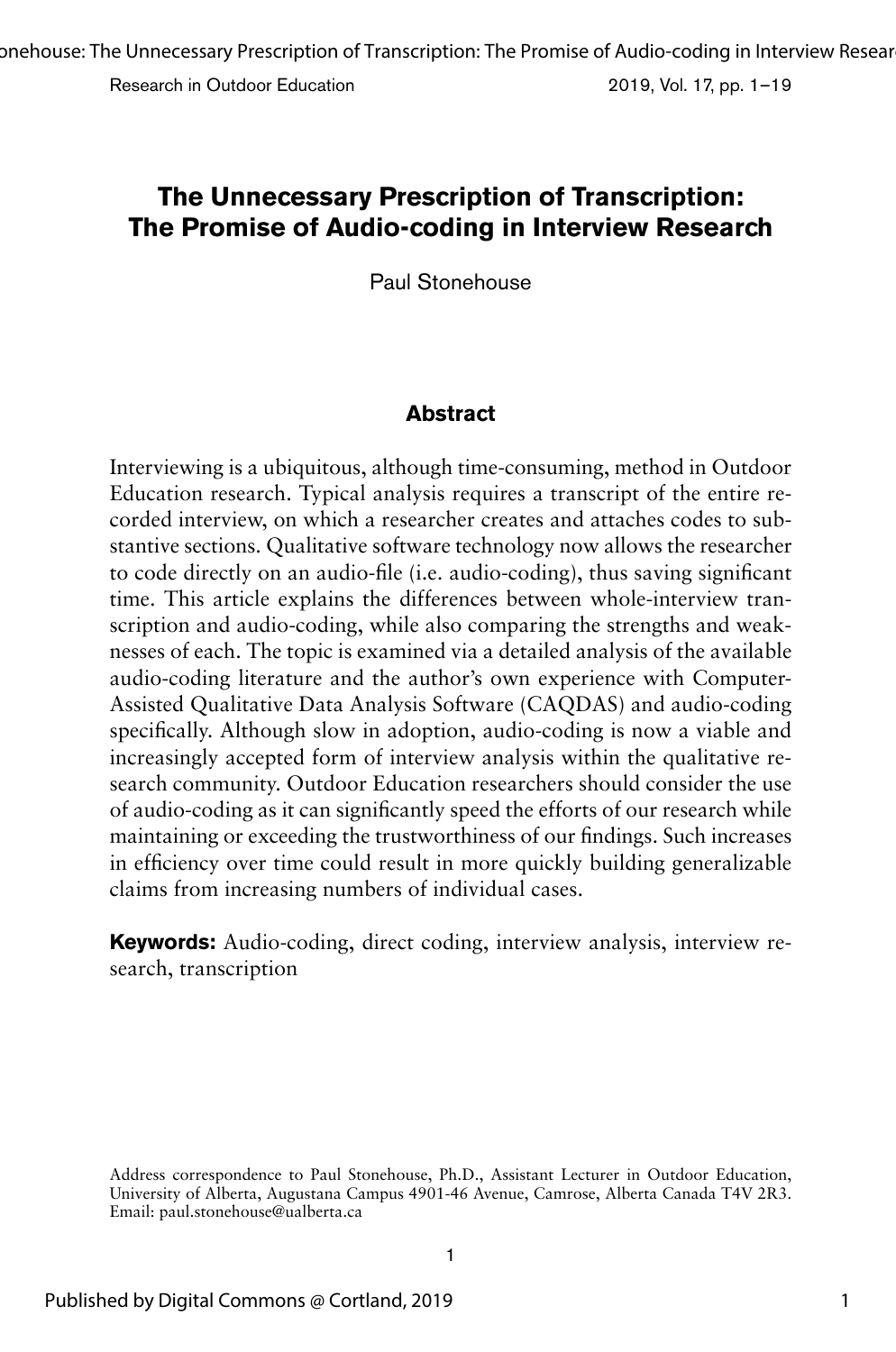# The Unnecessary Prescription of Transcription: The Promise of Audio-coding in Interview Research

Paul Stonehouse

## Abstract

Interviewing is a ubiquitous, although time-consuming, method in Outdoor Education research. Typical analysis requires a transcript of the entire recorded interview, on which a researcher creates and attaches codes to substantive sections. Qualitative software technology now allows the researcher to code directly on an audio-file (i.e. audio-coding), thus saving significant time. This article explains the differences between whole-interview transcription and audio-coding, while also comparing the strengths and weaknesses of each. The topic is examined via a detailed analysis of the available audio-coding literature and the author's own experience with Computer-Assisted Qualitative Data Analysis Software (CAQDAS) and audio-coding specifically. Although slow in adoption, audio-coding is now a viable and increasingly accepted form of interview analysis within the qualitative research community. Outdoor Education researchers should consider the use of audio-coding as it can significantly speed the efforts of our research while maintaining or exceeding the trustworthiness of our findings. Such increases in efficiency over time could result in more quickly building generalizable claims from increasing numbers of individual cases.

**Keywords:** Audio-coding, direct coding, interview analysis, interview research, transcription

Address correspondence to Paul Stonehouse, Ph.D., Assistant Lecturer in Outdoor Education, University of Alberta, Augustana Campus 4901-46 Avenue, Camrose, Alberta Canada T4V 2R3. Email: paul.stonehouse@ualberta.ca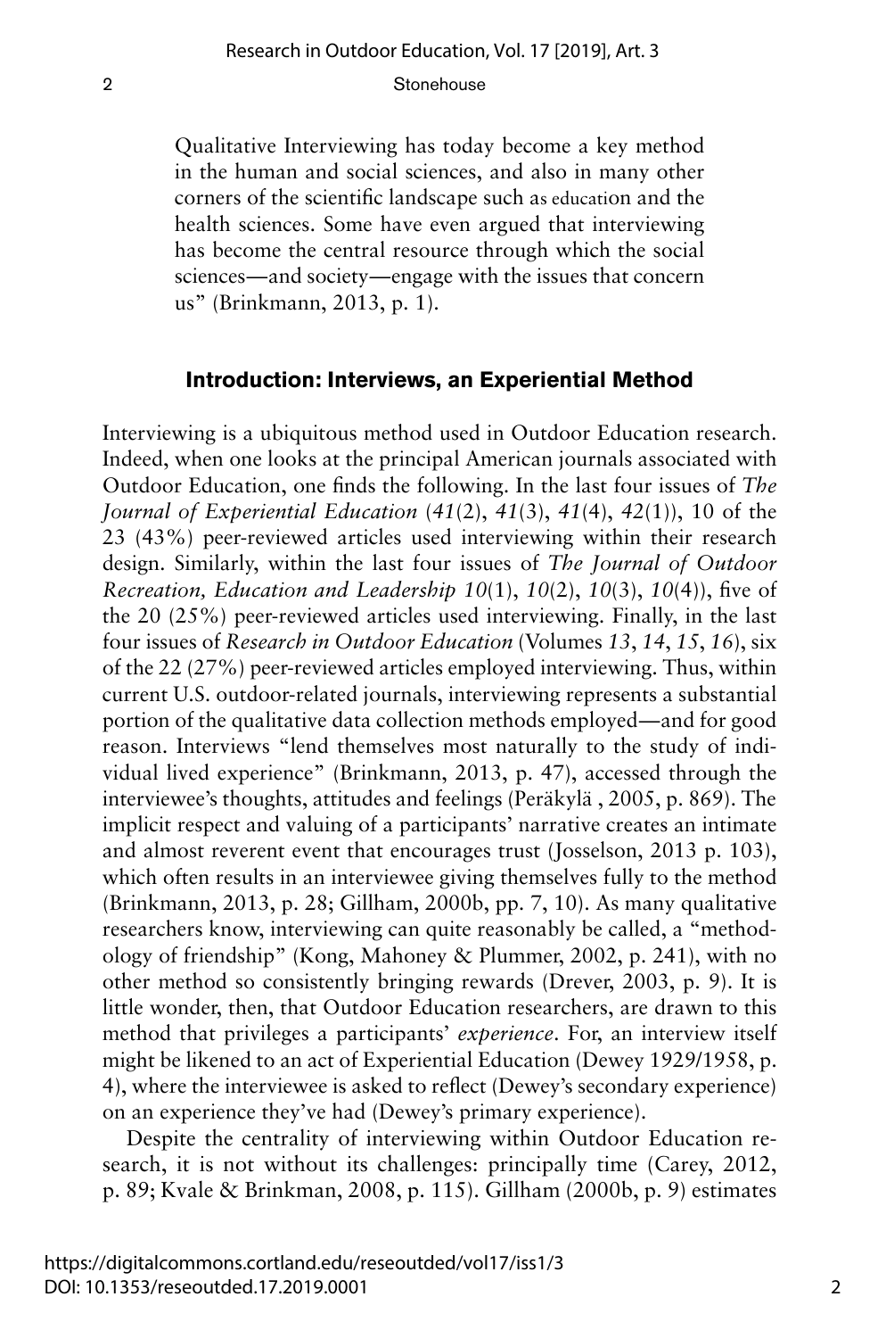Qualitative Interviewing has today become a key method in the human and social sciences, and also in many other corners of the scientific landscape such as education and the health sciences. Some have even argued that interviewing has become the central resource through which the social sciences—and society—engage with the issues that concern us" (Brinkmann, 2013, p. 1).

## Introduction: Interviews, an Experiential Method

Interviewing is a ubiquitous method used in Outdoor Education research. Indeed, when one looks at the principal American journals associated with Outdoor Education, one finds the following. In the last four issues of *The Journal of Experiential Education* (*41*(2), *41*(3), *41*(4), *42*(1)), 10 of the 23 (43%) peer-reviewed articles used interviewing within their research design. Similarly, within the last four issues of *The Journal of Outdoor Recreation, Education and Leadership 10*(1), *10*(2), *10*(3), *10*(4)), five of the 20 (25%) peer-reviewed articles used interviewing. Finally, in the last four issues of *Research in Outdoor Education* (Volumes *13*, *14*, *15*, *16*), six of the 22 (27%) peer-reviewed articles employed interviewing. Thus, within current U.S. outdoor-related journals, interviewing represents a substantial portion of the qualitative data collection methods employed—and for good reason. Interviews "lend themselves most naturally to the study of individual lived experience" (Brinkmann, 2013, p. 47), accessed through the interviewee's thoughts, attitudes and feelings (Peräkylä , 2005, p. 869). The implicit respect and valuing of a participants' narrative creates an intimate and almost reverent event that encourages trust (Josselson, 2013 p. 103), which often results in an interviewee giving themselves fully to the method (Brinkmann, 2013, p. 28; Gillham, 2000b, pp. 7, 10). As many qualitative researchers know, interviewing can quite reasonably be called, a "methodology of friendship" (Kong, Mahoney & Plummer, 2002, p. 241), with no other method so consistently bringing rewards (Drever, 2003, p. 9). It is little wonder, then, that Outdoor Education researchers, are drawn to this method that privileges a participants' *experience*. For, an interview itself might be likened to an act of Experiential Education (Dewey 1929/1958, p. 4), where the interviewee is asked to reflect (Dewey's secondary experience) on an experience they've had (Dewey's primary experience).

Despite the centrality of interviewing within Outdoor Education research, it is not without its challenges: principally time (Carey, 2012, p. 89; Kvale & Brinkman, 2008, p. 115). Gillham (2000b, p. 9) estimates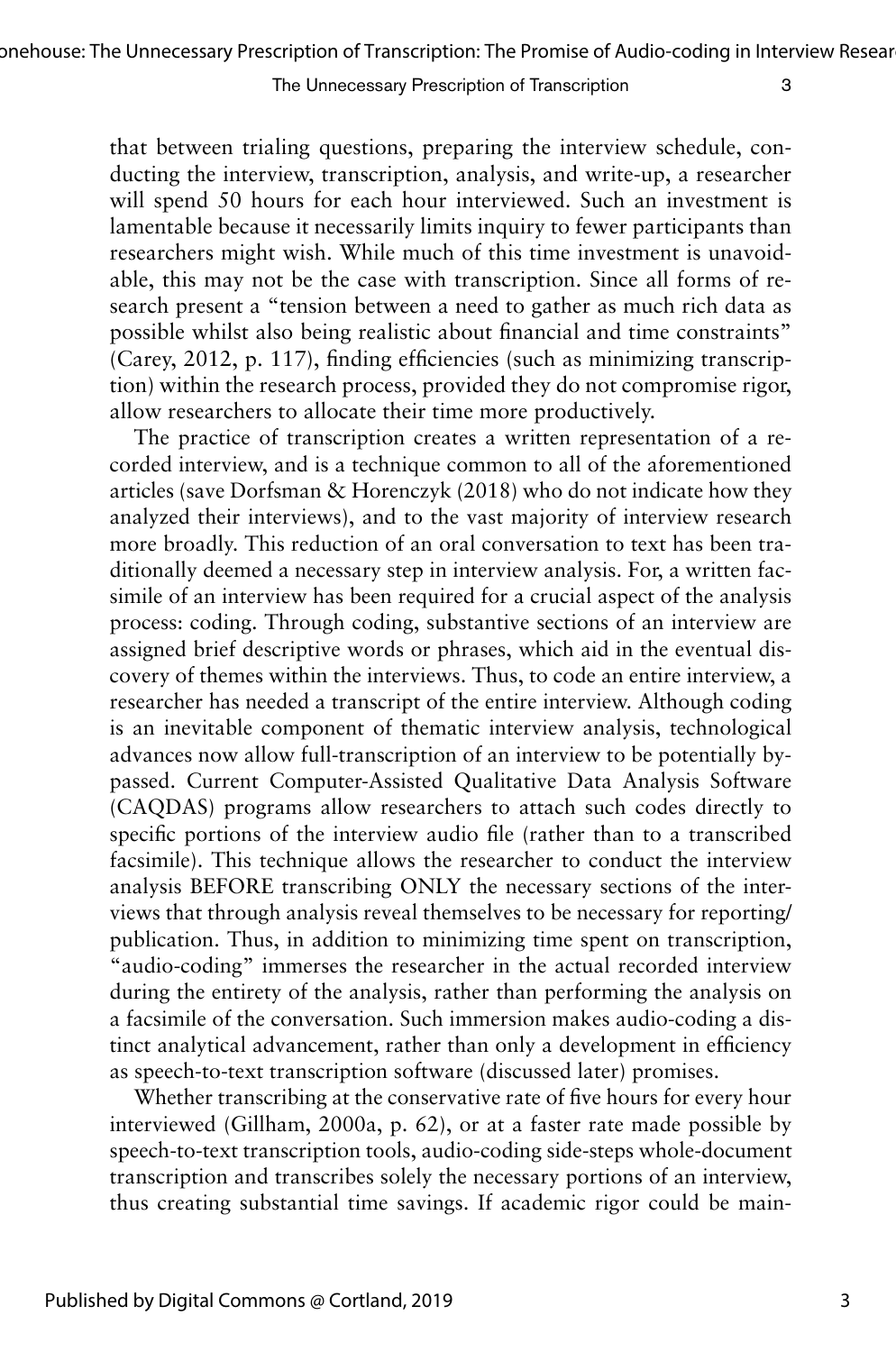that between trialing questions, preparing the interview schedule, conducting the interview, transcription, analysis, and write-up, a researcher will spend 50 hours for each hour interviewed. Such an investment is lamentable because it necessarily limits inquiry to fewer participants than researchers might wish. While much of this time investment is unavoidable, this may not be the case with transcription. Since all forms of research present a "tension between a need to gather as much rich data as possible whilst also being realistic about financial and time constraints" (Carey, 2012, p. 117), finding efficiencies (such as minimizing transcription) within the research process, provided they do not compromise rigor, allow researchers to allocate their time more productively.

The practice of transcription creates a written representation of a recorded interview, and is a technique common to all of the aforementioned articles (save Dorfsman & Horenczyk (2018) who do not indicate how they analyzed their interviews), and to the vast majority of interview research more broadly. This reduction of an oral conversation to text has been traditionally deemed a necessary step in interview analysis. For, a written facsimile of an interview has been required for a crucial aspect of the analysis process: coding. Through coding, substantive sections of an interview are assigned brief descriptive words or phrases, which aid in the eventual discovery of themes within the interviews. Thus, to code an entire interview, a researcher has needed a transcript of the entire interview. Although coding is an inevitable component of thematic interview analysis, technological advances now allow full-transcription of an interview to be potentially bypassed. Current Computer-Assisted Qualitative Data Analysis Software (CAQDAS) programs allow researchers to attach such codes directly to specific portions of the interview audio file (rather than to a transcribed facsimile). This technique allows the researcher to conduct the interview analysis BEFORE transcribing ONLY the necessary sections of the interviews that through analysis reveal themselves to be necessary for reporting/publication. Thus, in addition to minimizing time spent on transcription, "audio-coding" immerses the researcher in the actual recorded interview during the entirety of the analysis, rather than performing the analysis on a facsimile of the conversation. Such immersion makes audio-coding a distinct analytical advancement, rather than only a development in efficiency as speech-to-text transcription software (discussed later) promises.

Whether transcribing at the conservative rate of five hours for every hour interviewed (Gillham, 2000a, p. 62), or at a faster rate made possible by speech-to-text transcription tools, audio-coding side-steps whole-document transcription and transcribes solely the necessary portions of an interview, thus creating substantial time savings. If academic rigor could be main-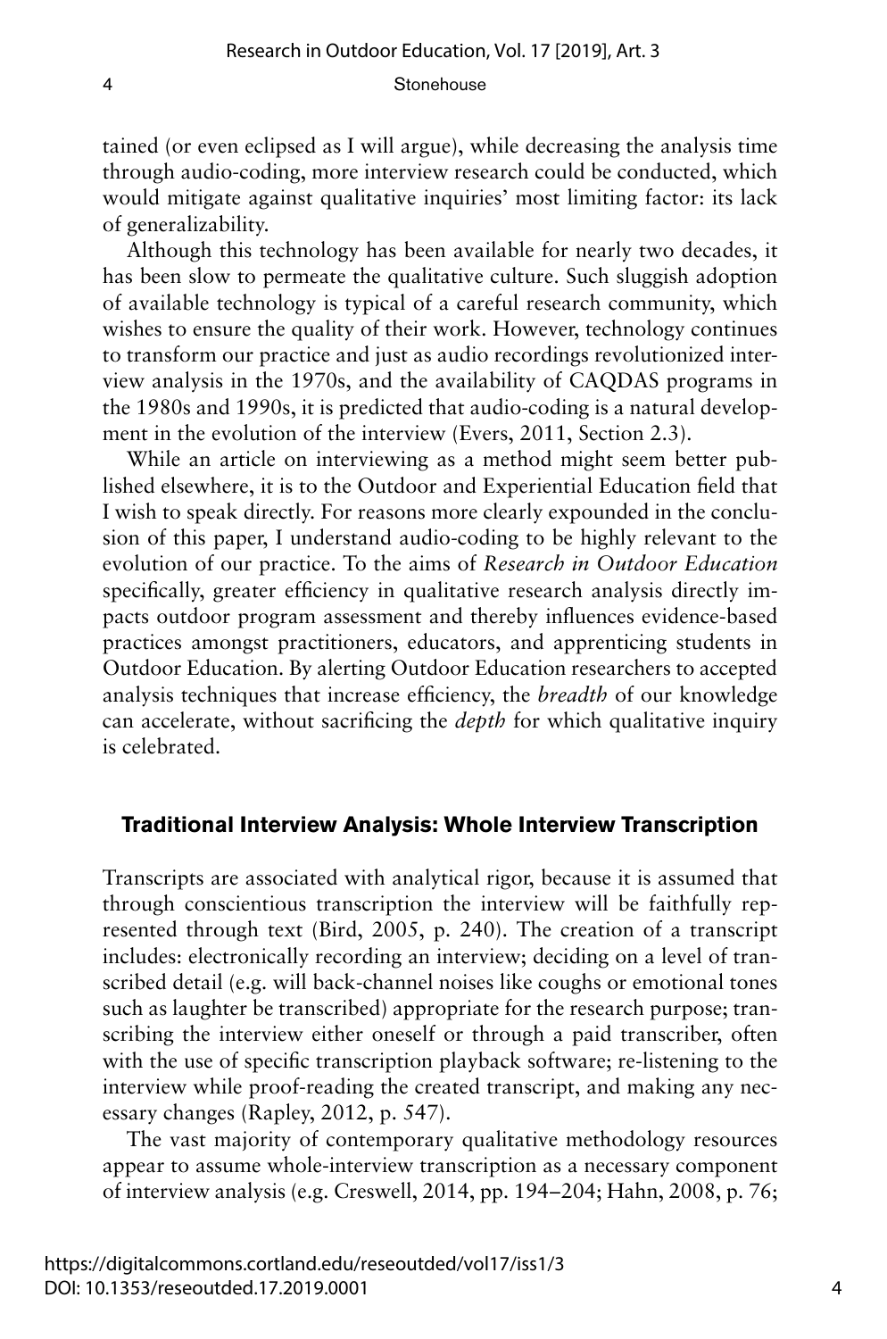tained (or even eclipsed as I will argue), while decreasing the analysis time through audio-coding, more interview research could be conducted, which would mitigate against qualitative inquiries' most limiting factor: its lack of generalizability.

Although this technology has been available for nearly two decades, it has been slow to permeate the qualitative culture. Such sluggish adoption of available technology is typical of a careful research community, which wishes to ensure the quality of their work. However, technology continues to transform our practice and just as audio recordings revolutionized interview analysis in the 1970s, and the availability of CAQDAS programs in the 1980s and 1990s, it is predicted that audio-coding is a natural development in the evolution of the interview (Evers, 2011, Section 2.3).

While an article on interviewing as a method might seem better published elsewhere, it is to the Outdoor and Experiential Education field that I wish to speak directly. For reasons more clearly expounded in the conclusion of this paper, I understand audio-coding to be highly relevant to the evolution of our practice. To the aims of *Research in Outdoor Education* specifically, greater efficiency in qualitative research analysis directly impacts outdoor program assessment and thereby influences evidence-based practices amongst practitioners, educators, and apprenticing students in Outdoor Education. By alerting Outdoor Education researchers to accepted analysis techniques that increase efficiency, the *breadth* of our knowledge can accelerate, without sacrificing the *depth* for which qualitative inquiry is celebrated.

## Traditional Interview Analysis: Whole Interview Transcription

Transcripts are associated with analytical rigor, because it is assumed that through conscientious transcription the interview will be faithfully represented through text (Bird, 2005, p. 240). The creation of a transcript includes: electronically recording an interview; deciding on a level of transcribed detail (e.g. will back-channel noises like coughs or emotional tones such as laughter be transcribed) appropriate for the research purpose; transcribing the interview either oneself or through a paid transcriber, often with the use of specific transcription playback software; re-listening to the interview while proof-reading the created transcript, and making any necessary changes (Rapley, 2012, p. 547).

The vast majority of contemporary qualitative methodology resources appear to assume whole-interview transcription as a necessary component of interview analysis (e.g. Creswell, 2014, pp. 194–204; Hahn, 2008, p. 76;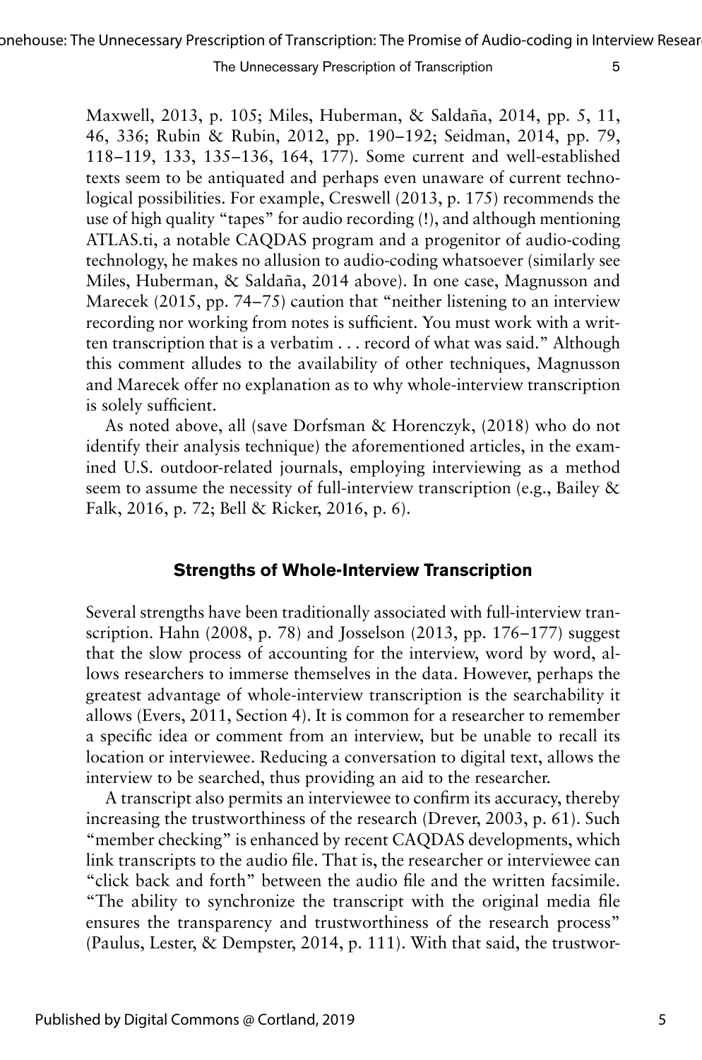Maxwell, 2013, p. 105; Miles, Huberman, & Saldaña, 2014, pp. 5, 11, 46, 336; Rubin & Rubin, 2012, pp. 190–192; Seidman, 2014, pp. 79, 118–119, 133, 135–136, 164, 177). Some current and well-established texts seem to be antiquated and perhaps even unaware of current technological possibilities. For example, Creswell (2013, p. 175) recommends the use of high quality "tapes" for audio recording (!), and although mentioning ATLAS.ti, a notable CAQDAS program and a progenitor of audio-coding technology, he makes no allusion to audio-coding whatsoever (similarly see Miles, Huberman, & Saldaña, 2014 above). In one case, Magnusson and Marecek (2015, pp. 74–75) caution that "neither listening to an interview recording nor working from notes is sufficient. You must work with a written transcription that is a verbatim . . . record of what was said." Although this comment alludes to the availability of other techniques, Magnusson and Marecek offer no explanation as to why whole-interview transcription is solely sufficient.

As noted above, all (save Dorfsman & Horenczyk, (2018) who do not identify their analysis technique) the aforementioned articles, in the examined U.S. outdoor-related journals, employing interviewing as a method seem to assume the necessity of full-interview transcription (e.g., Bailey & Falk, 2016, p. 72; Bell & Ricker, 2016, p. 6).

## Strengths of Whole-Interview Transcription

Several strengths have been traditionally associated with full-interview transcription. Hahn (2008, p. 78) and Josselson (2013, pp. 176–177) suggest that the slow process of accounting for the interview, word by word, allows researchers to immerse themselves in the data. However, perhaps the greatest advantage of whole-interview transcription is the searchability it allows (Evers, 2011, Section 4). It is common for a researcher to remember a specific idea or comment from an interview, but be unable to recall its location or interviewee. Reducing a conversation to digital text, allows the interview to be searched, thus providing an aid to the researcher.

A transcript also permits an interviewee to confirm its accuracy, thereby increasing the trustworthiness of the research (Drever, 2003, p. 61). Such "member checking" is enhanced by recent CAQDAS developments, which link transcripts to the audio file. That is, the researcher or interviewee can "click back and forth" between the audio file and the written facsimile. "The ability to synchronize the transcript with the original media file ensures the transparency and trustworthiness of the research process" (Paulus, Lester, & Dempster, 2014, p. 111). With that said, the trustwor-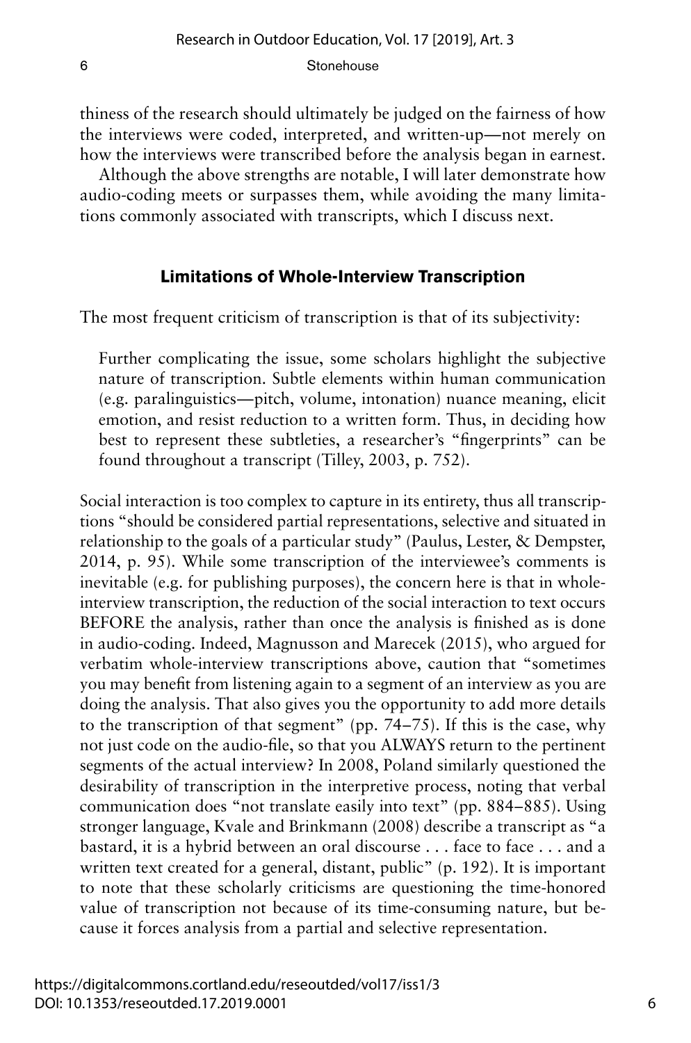thiness of the research should ultimately be judged on the fairness of how the interviews were coded, interpreted, and written-up—not merely on how the interviews were transcribed before the analysis began in earnest.

Although the above strengths are notable, I will later demonstrate how audio-coding meets or surpasses them, while avoiding the many limitations commonly associated with transcripts, which I discuss next.

## Limitations of Whole-Interview Transcription

The most frequent criticism of transcription is that of its subjectivity:

> Further complicating the issue, some scholars highlight the subjective nature of transcription. Subtle elements within human communication (e.g. paralinguistics—pitch, volume, intonation) nuance meaning, elicit emotion, and resist reduction to a written form. Thus, in deciding how best to represent these subtleties, a researcher's "fingerprints" can be found throughout a transcript (Tilley, 2003, p. 752).

Social interaction is too complex to capture in its entirety, thus all transcriptions "should be considered partial representations, selective and situated in relationship to the goals of a particular study" (Paulus, Lester, & Dempster, 2014, p. 95). While some transcription of the interviewee's comments is inevitable (e.g. for publishing purposes), the concern here is that in whole-interview transcription, the reduction of the social interaction to text occurs BEFORE the analysis, rather than once the analysis is finished as is done in audio-coding. Indeed, Magnusson and Marecek (2015), who argued for verbatim whole-interview transcriptions above, caution that "sometimes you may benefit from listening again to a segment of an interview as you are doing the analysis. That also gives you the opportunity to add more details to the transcription of that segment" (pp. 74–75). If this is the case, why not just code on the audio-file, so that you ALWAYS return to the pertinent segments of the actual interview? In 2008, Poland similarly questioned the desirability of transcription in the interpretive process, noting that verbal communication does "not translate easily into text" (pp. 884–885). Using stronger language, Kvale and Brinkmann (2008) describe a transcript as "a bastard, it is a hybrid between an oral discourse . . . face to face . . . and a written text created for a general, distant, public" (p. 192). It is important to note that these scholarly criticisms are questioning the time-honored value of transcription not because of its time-consuming nature, but because it forces analysis from a partial and selective representation.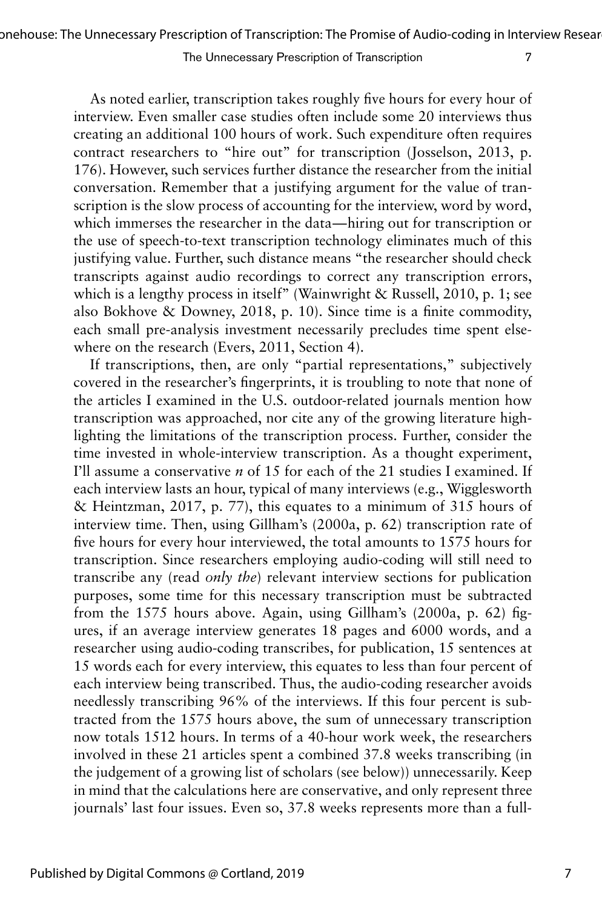As noted earlier, transcription takes roughly five hours for every hour of interview. Even smaller case studies often include some 20 interviews thus creating an additional 100 hours of work. Such expenditure often requires contract researchers to "hire out" for transcription (Josselson, 2013, p. 176). However, such services further distance the researcher from the initial conversation. Remember that a justifying argument for the value of transcription is the slow process of accounting for the interview, word by word, which immerses the researcher in the data—hiring out for transcription or the use of speech-to-text transcription technology eliminates much of this justifying value. Further, such distance means "the researcher should check transcripts against audio recordings to correct any transcription errors, which is a lengthy process in itself" (Wainwright & Russell, 2010, p. 1; see also Bokhove & Downey, 2018, p. 10). Since time is a finite commodity, each small pre-analysis investment necessarily precludes time spent elsewhere on the research (Evers, 2011, Section 4).

If transcriptions, then, are only "partial representations," subjectively covered in the researcher's fingerprints, it is troubling to note that none of the articles I examined in the U.S. outdoor-related journals mention how transcription was approached, nor cite any of the growing literature highlighting the limitations of the transcription process. Further, consider the time invested in whole-interview transcription. As a thought experiment, I'll assume a conservative *n* of 15 for each of the 21 studies I examined. If each interview lasts an hour, typical of many interviews (e.g., Wigglesworth & Heintzman, 2017, p. 77), this equates to a minimum of 315 hours of interview time. Then, using Gillham's (2000a, p. 62) transcription rate of five hours for every hour interviewed, the total amounts to 1575 hours for transcription. Since researchers employing audio-coding will still need to transcribe any (read *only the*) relevant interview sections for publication purposes, some time for this necessary transcription must be subtracted from the 1575 hours above. Again, using Gillham's (2000a, p. 62) figures, if an average interview generates 18 pages and 6000 words, and a researcher using audio-coding transcribes, for publication, 15 sentences at 15 words each for every interview, this equates to less than four percent of each interview being transcribed. Thus, the audio-coding researcher avoids needlessly transcribing 96% of the interviews. If this four percent is subtracted from the 1575 hours above, the sum of unnecessary transcription now totals 1512 hours. In terms of a 40-hour work week, the researchers involved in these 21 articles spent a combined 37.8 weeks transcribing (in the judgement of a growing list of scholars (see below)) unnecessarily. Keep in mind that the calculations here are conservative, and only represent three journals' last four issues. Even so, 37.8 weeks represents more than a full-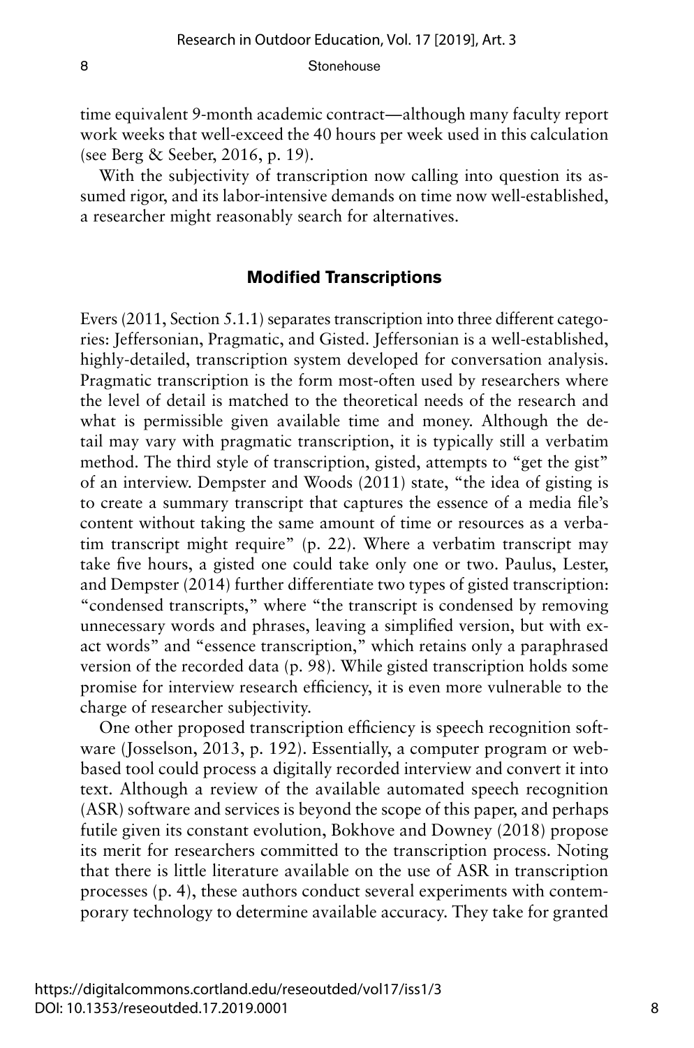time equivalent 9-month academic contract—although many faculty report work weeks that well-exceed the 40 hours per week used in this calculation (see Berg & Seeber, 2016, p. 19).

With the subjectivity of transcription now calling into question its assumed rigor, and its labor-intensive demands on time now well-established, a researcher might reasonably search for alternatives.

## Modified Transcriptions

Evers (2011, Section 5.1.1) separates transcription into three different categories: Jeffersonian, Pragmatic, and Gisted. Jeffersonian is a well-established, highly-detailed, transcription system developed for conversation analysis. Pragmatic transcription is the form most-often used by researchers where the level of detail is matched to the theoretical needs of the research and what is permissible given available time and money. Although the detail may vary with pragmatic transcription, it is typically still a verbatim method. The third style of transcription, gisted, attempts to "get the gist" of an interview. Dempster and Woods (2011) state, "the idea of gisting is to create a summary transcript that captures the essence of a media file's content without taking the same amount of time or resources as a verbatim transcript might require" (p. 22). Where a verbatim transcript may take five hours, a gisted one could take only one or two. Paulus, Lester, and Dempster (2014) further differentiate two types of gisted transcription: "condensed transcripts," where "the transcript is condensed by removing unnecessary words and phrases, leaving a simplified version, but with exact words" and "essence transcription," which retains only a paraphrased version of the recorded data (p. 98). While gisted transcription holds some promise for interview research efficiency, it is even more vulnerable to the charge of researcher subjectivity.

One other proposed transcription efficiency is speech recognition software (Josselson, 2013, p. 192). Essentially, a computer program or web-based tool could process a digitally recorded interview and convert it into text. Although a review of the available automated speech recognition (ASR) software and services is beyond the scope of this paper, and perhaps futile given its constant evolution, Bokhove and Downey (2018) propose its merit for researchers committed to the transcription process. Noting that there is little literature available on the use of ASR in transcription processes (p. 4), these authors conduct several experiments with contemporary technology to determine available accuracy. They take for granted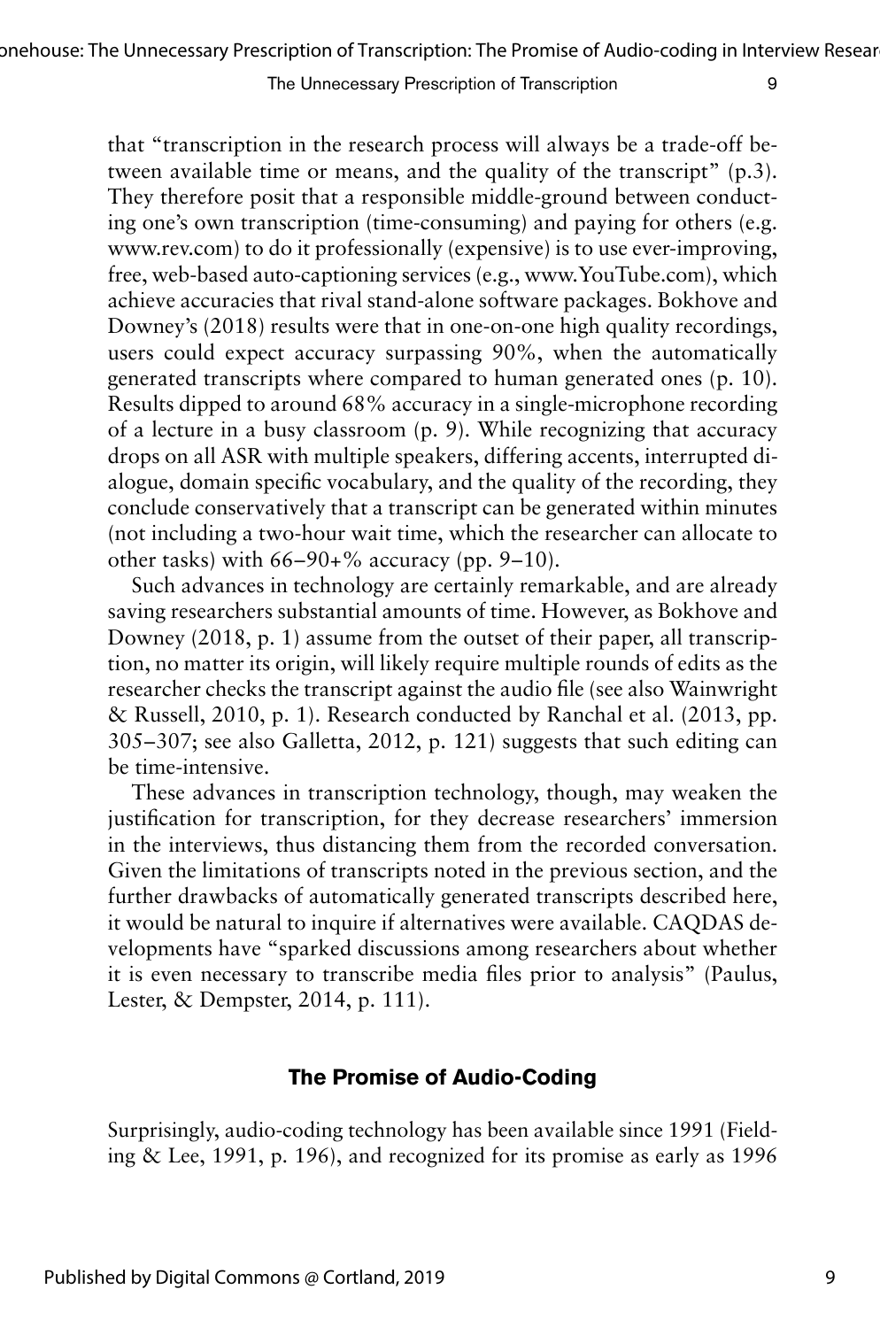that "transcription in the research process will always be a trade-off between available time or means, and the quality of the transcript" (p.3). They therefore posit that a responsible middle-ground between conducting one's own transcription (time-consuming) and paying for others (e.g. www.rev.com) to do it professionally (expensive) is to use ever-improving, free, web-based auto-captioning services (e.g., www.YouTube.com), which achieve accuracies that rival stand-alone software packages. Bokhove and Downey's (2018) results were that in one-on-one high quality recordings, users could expect accuracy surpassing 90%, when the automatically generated transcripts where compared to human generated ones (p. 10). Results dipped to around 68% accuracy in a single-microphone recording of a lecture in a busy classroom (p. 9). While recognizing that accuracy drops on all ASR with multiple speakers, differing accents, interrupted dialogue, domain specific vocabulary, and the quality of the recording, they conclude conservatively that a transcript can be generated within minutes (not including a two-hour wait time, which the researcher can allocate to other tasks) with 66–90+% accuracy (pp. 9–10).

Such advances in technology are certainly remarkable, and are already saving researchers substantial amounts of time. However, as Bokhove and Downey (2018, p. 1) assume from the outset of their paper, all transcription, no matter its origin, will likely require multiple rounds of edits as the researcher checks the transcript against the audio file (see also Wainwright & Russell, 2010, p. 1). Research conducted by Ranchal et al. (2013, pp. 305–307; see also Galletta, 2012, p. 121) suggests that such editing can be time-intensive.

These advances in transcription technology, though, may weaken the justification for transcription, for they decrease researchers' immersion in the interviews, thus distancing them from the recorded conversation. Given the limitations of transcripts noted in the previous section, and the further drawbacks of automatically generated transcripts described here, it would be natural to inquire if alternatives were available. CAQDAS developments have "sparked discussions among researchers about whether it is even necessary to transcribe media files prior to analysis" (Paulus, Lester, & Dempster, 2014, p. 111).

## The Promise of Audio-Coding

Surprisingly, audio-coding technology has been available since 1991 (Fielding & Lee, 1991, p. 196), and recognized for its promise as early as 1996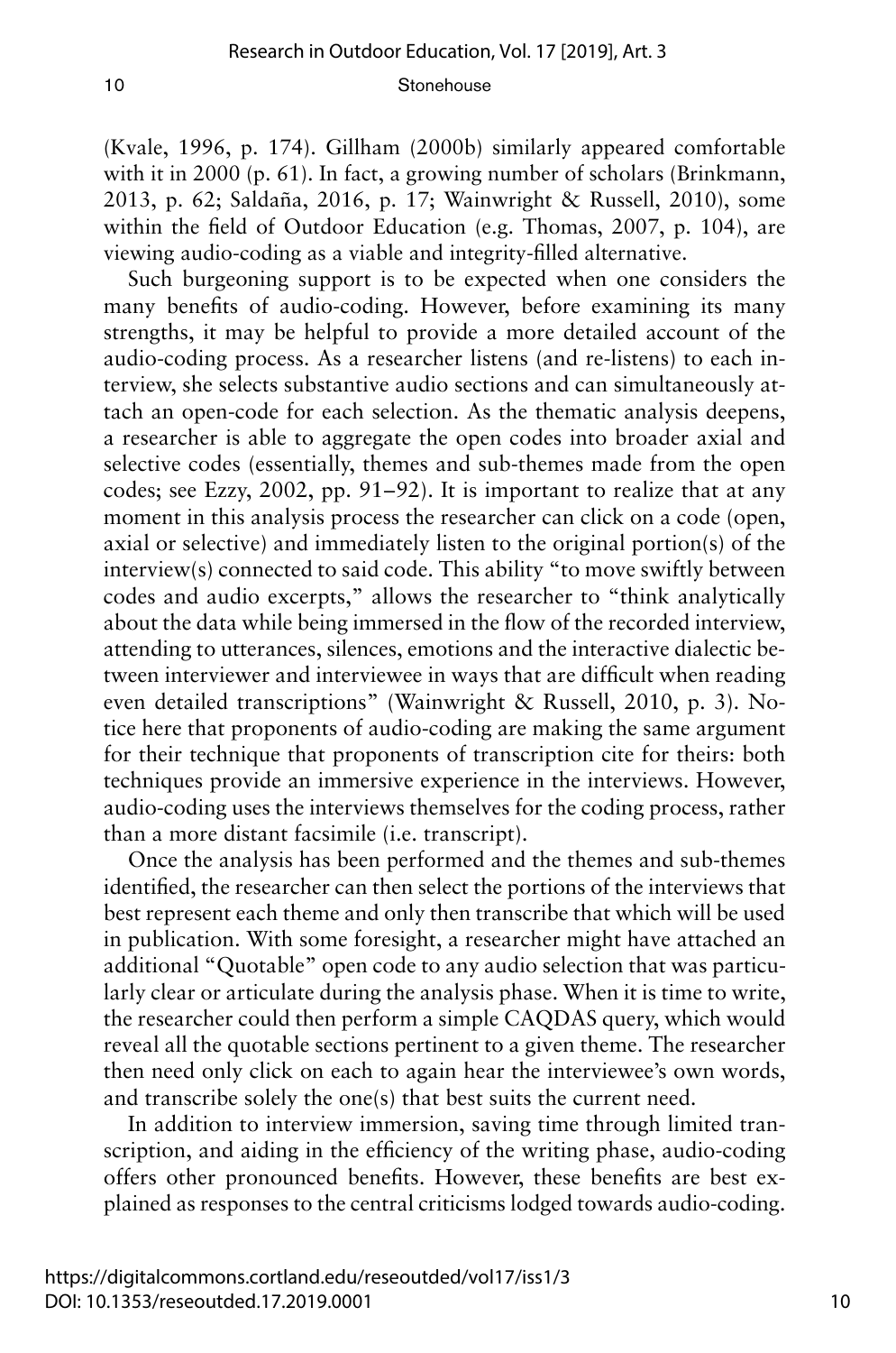(Kvale, 1996, p. 174). Gillham (2000b) similarly appeared comfortable with it in 2000 (p. 61). In fact, a growing number of scholars (Brinkmann, 2013, p. 62; Saldaña, 2016, p. 17; Wainwright & Russell, 2010), some within the field of Outdoor Education (e.g. Thomas, 2007, p. 104), are viewing audio-coding as a viable and integrity-filled alternative.

Such burgeoning support is to be expected when one considers the many benefits of audio-coding. However, before examining its many strengths, it may be helpful to provide a more detailed account of the audio-coding process. As a researcher listens (and re-listens) to each interview, she selects substantive audio sections and can simultaneously attach an open-code for each selection. As the thematic analysis deepens, a researcher is able to aggregate the open codes into broader axial and selective codes (essentially, themes and sub-themes made from the open codes; see Ezzy, 2002, pp. 91–92). It is important to realize that at any moment in this analysis process the researcher can click on a code (open, axial or selective) and immediately listen to the original portion(s) of the interview(s) connected to said code. This ability "to move swiftly between codes and audio excerpts," allows the researcher to "think analytically about the data while being immersed in the flow of the recorded interview, attending to utterances, silences, emotions and the interactive dialectic between interviewer and interviewee in ways that are difficult when reading even detailed transcriptions" (Wainwright & Russell, 2010, p. 3). Notice here that proponents of audio-coding are making the same argument for their technique that proponents of transcription cite for theirs: both techniques provide an immersive experience in the interviews. However, audio-coding uses the interviews themselves for the coding process, rather than a more distant facsimile (i.e. transcript).

Once the analysis has been performed and the themes and sub-themes identified, the researcher can then select the portions of the interviews that best represent each theme and only then transcribe that which will be used in publication. With some foresight, a researcher might have attached an additional "Quotable" open code to any audio selection that was particularly clear or articulate during the analysis phase. When it is time to write, the researcher could then perform a simple CAQDAS query, which would reveal all the quotable sections pertinent to a given theme. The researcher then need only click on each to again hear the interviewee's own words, and transcribe solely the one(s) that best suits the current need.

In addition to interview immersion, saving time through limited transcription, and aiding in the efficiency of the writing phase, audio-coding offers other pronounced benefits. However, these benefits are best explained as responses to the central criticisms lodged towards audio-coding.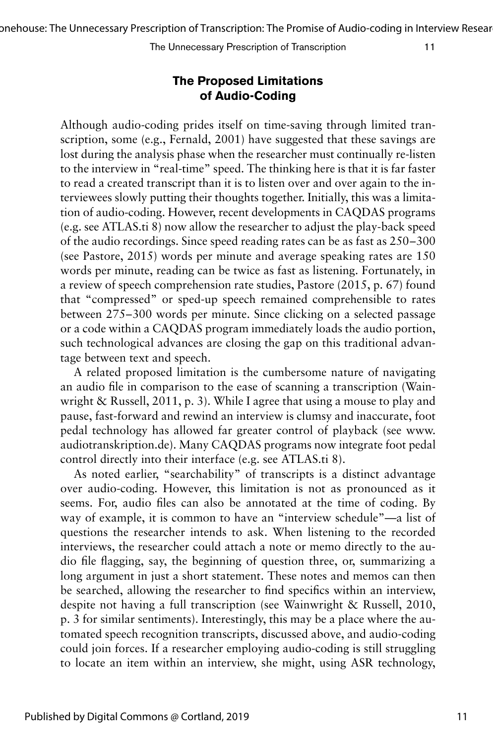## The Proposed Limitations of Audio-Coding

Although audio-coding prides itself on time-saving through limited transcription, some (e.g., Fernald, 2001) have suggested that these savings are lost during the analysis phase when the researcher must continually re-listen to the interview in "real-time" speed. The thinking here is that it is far faster to read a created transcript than it is to listen over and over again to the interviewees slowly putting their thoughts together. Initially, this was a limitation of audio-coding. However, recent developments in CAQDAS programs (e.g. see ATLAS.ti 8) now allow the researcher to adjust the play-back speed of the audio recordings. Since speed reading rates can be as fast as 250–300 (see Pastore, 2015) words per minute and average speaking rates are 150 words per minute, reading can be twice as fast as listening. Fortunately, in a review of speech comprehension rate studies, Pastore (2015, p. 67) found that "compressed" or sped-up speech remained comprehensible to rates between 275–300 words per minute. Since clicking on a selected passage or a code within a CAQDAS program immediately loads the audio portion, such technological advances are closing the gap on this traditional advantage between text and speech.

A related proposed limitation is the cumbersome nature of navigating an audio file in comparison to the ease of scanning a transcription (Wainwright & Russell, 2011, p. 3). While I agree that using a mouse to play and pause, fast-forward and rewind an interview is clumsy and inaccurate, foot pedal technology has allowed far greater control of playback (see www.audiotranskription.de). Many CAQDAS programs now integrate foot pedal control directly into their interface (e.g. see ATLAS.ti 8).

As noted earlier, "searchability" of transcripts is a distinct advantage over audio-coding. However, this limitation is not as pronounced as it seems. For, audio files can also be annotated at the time of coding. By way of example, it is common to have an "interview schedule"—a list of questions the researcher intends to ask. When listening to the recorded interviews, the researcher could attach a note or memo directly to the audio file flagging, say, the beginning of question three, or, summarizing a long argument in just a short statement. These notes and memos can then be searched, allowing the researcher to find specifics within an interview, despite not having a full transcription (see Wainwright & Russell, 2010, p. 3 for similar sentiments). Interestingly, this may be a place where the automated speech recognition transcripts, discussed above, and audio-coding could join forces. If a researcher employing audio-coding is still struggling to locate an item within an interview, she might, using ASR technology,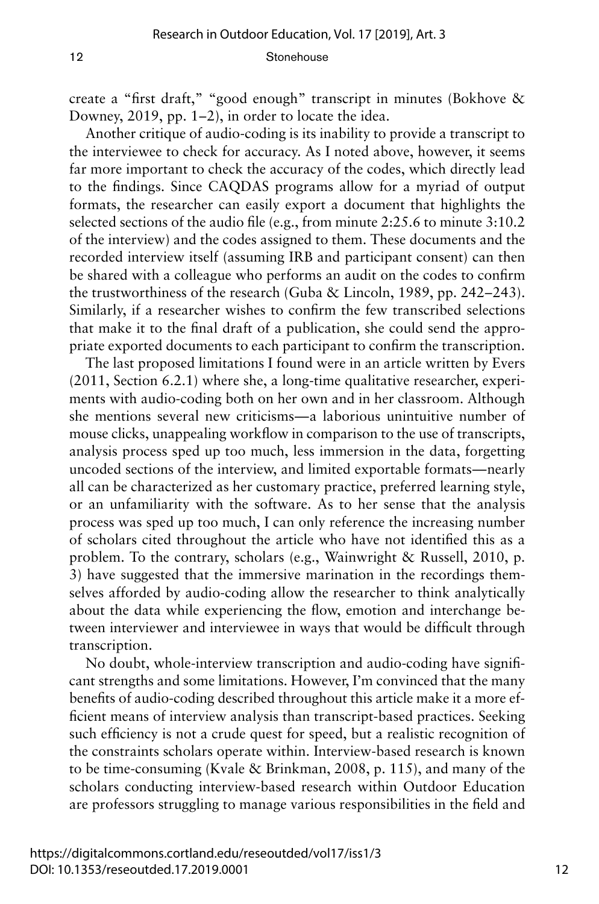create a "first draft," "good enough" transcript in minutes (Bokhove & Downey, 2019, pp. 1–2), in order to locate the idea.

Another critique of audio-coding is its inability to provide a transcript to the interviewee to check for accuracy. As I noted above, however, it seems far more important to check the accuracy of the codes, which directly lead to the findings. Since CAQDAS programs allow for a myriad of output formats, the researcher can easily export a document that highlights the selected sections of the audio file (e.g., from minute 2:25.6 to minute 3:10.2 of the interview) and the codes assigned to them. These documents and the recorded interview itself (assuming IRB and participant consent) can then be shared with a colleague who performs an audit on the codes to confirm the trustworthiness of the research (Guba & Lincoln, 1989, pp. 242–243). Similarly, if a researcher wishes to confirm the few transcribed selections that make it to the final draft of a publication, she could send the appropriate exported documents to each participant to confirm the transcription.

The last proposed limitations I found were in an article written by Evers (2011, Section 6.2.1) where she, a long-time qualitative researcher, experiments with audio-coding both on her own and in her classroom. Although she mentions several new criticisms—a laborious unintuitive number of mouse clicks, unappealing workflow in comparison to the use of transcripts, analysis process sped up too much, less immersion in the data, forgetting uncoded sections of the interview, and limited exportable formats—nearly all can be characterized as her customary practice, preferred learning style, or an unfamiliarity with the software. As to her sense that the analysis process was sped up too much, I can only reference the increasing number of scholars cited throughout the article who have not identified this as a problem. To the contrary, scholars (e.g., Wainwright & Russell, 2010, p. 3) have suggested that the immersive marination in the recordings themselves afforded by audio-coding allow the researcher to think analytically about the data while experiencing the flow, emotion and interchange between interviewer and interviewee in ways that would be difficult through transcription.

No doubt, whole-interview transcription and audio-coding have significant strengths and some limitations. However, I'm convinced that the many benefits of audio-coding described throughout this article make it a more efficient means of interview analysis than transcript-based practices. Seeking such efficiency is not a crude quest for speed, but a realistic recognition of the constraints scholars operate within. Interview-based research is known to be time-consuming (Kvale & Brinkman, 2008, p. 115), and many of the scholars conducting interview-based research within Outdoor Education are professors struggling to manage various responsibilities in the field and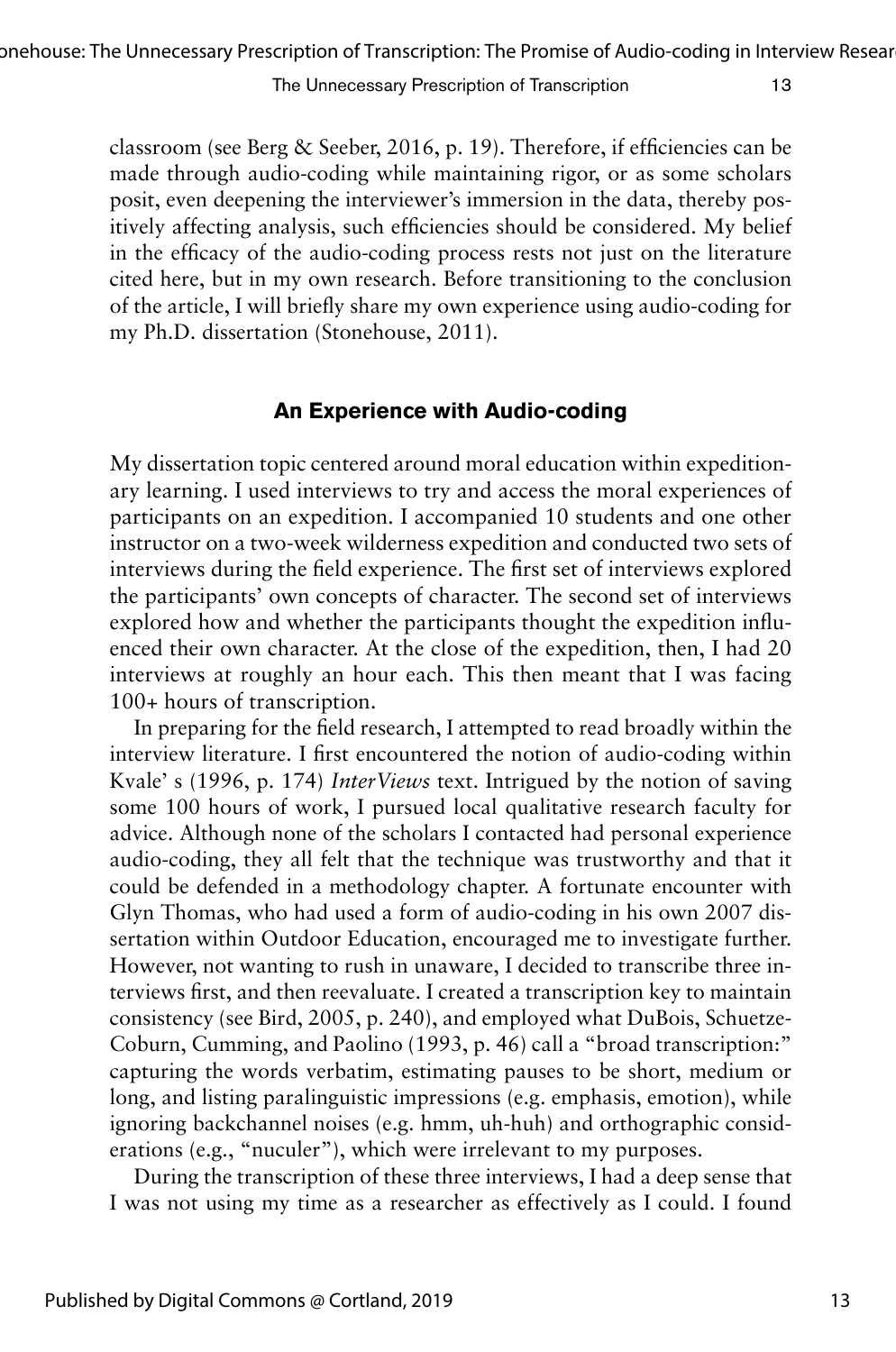classroom (see Berg & Seeber, 2016, p. 19). Therefore, if efficiencies can be made through audio-coding while maintaining rigor, or as some scholars posit, even deepening the interviewer's immersion in the data, thereby positively affecting analysis, such efficiencies should be considered. My belief in the efficacy of the audio-coding process rests not just on the literature cited here, but in my own research. Before transitioning to the conclusion of the article, I will briefly share my own experience using audio-coding for my Ph.D. dissertation (Stonehouse, 2011).

## An Experience with Audio-coding

My dissertation topic centered around moral education within expeditionary learning. I used interviews to try and access the moral experiences of participants on an expedition. I accompanied 10 students and one other instructor on a two-week wilderness expedition and conducted two sets of interviews during the field experience. The first set of interviews explored the participants' own concepts of character. The second set of interviews explored how and whether the participants thought the expedition influenced their own character. At the close of the expedition, then, I had 20 interviews at roughly an hour each. This then meant that I was facing 100+ hours of transcription.

In preparing for the field research, I attempted to read broadly within the interview literature. I first encountered the notion of audio-coding within Kvale' s (1996, p. 174) *InterViews* text. Intrigued by the notion of saving some 100 hours of work, I pursued local qualitative research faculty for advice. Although none of the scholars I contacted had personal experience audio-coding, they all felt that the technique was trustworthy and that it could be defended in a methodology chapter. A fortunate encounter with Glyn Thomas, who had used a form of audio-coding in his own 2007 dissertation within Outdoor Education, encouraged me to investigate further. However, not wanting to rush in unaware, I decided to transcribe three interviews first, and then reevaluate. I created a transcription key to maintain consistency (see Bird, 2005, p. 240), and employed what DuBois, Schuetze-Coburn, Cumming, and Paolino (1993, p. 46) call a "broad transcription:" capturing the words verbatim, estimating pauses to be short, medium or long, and listing paralinguistic impressions (e.g. emphasis, emotion), while ignoring backchannel noises (e.g. hmm, uh-huh) and orthographic considerations (e.g., "nuculer"), which were irrelevant to my purposes.

During the transcription of these three interviews, I had a deep sense that I was not using my time as a researcher as effectively as I could. I found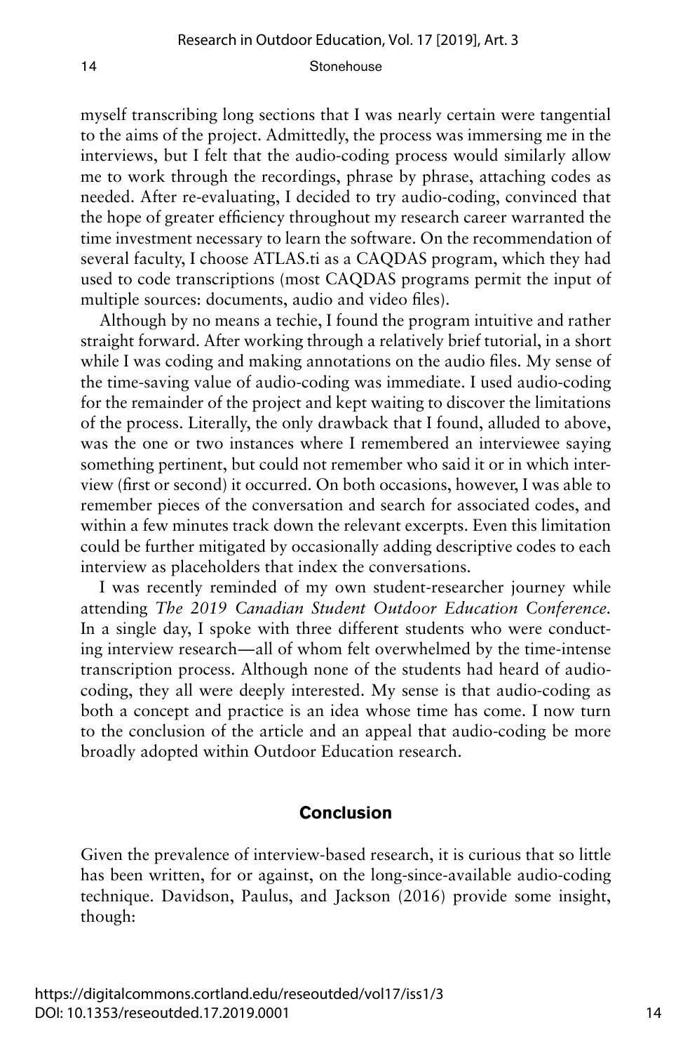myself transcribing long sections that I was nearly certain were tangential to the aims of the project. Admittedly, the process was immersing me in the interviews, but I felt that the audio-coding process would similarly allow me to work through the recordings, phrase by phrase, attaching codes as needed. After re-evaluating, I decided to try audio-coding, convinced that the hope of greater efficiency throughout my research career warranted the time investment necessary to learn the software. On the recommendation of several faculty, I choose ATLAS.ti as a CAQDAS program, which they had used to code transcriptions (most CAQDAS programs permit the input of multiple sources: documents, audio and video files).

Although by no means a techie, I found the program intuitive and rather straight forward. After working through a relatively brief tutorial, in a short while I was coding and making annotations on the audio files. My sense of the time-saving value of audio-coding was immediate. I used audio-coding for the remainder of the project and kept waiting to discover the limitations of the process. Literally, the only drawback that I found, alluded to above, was the one or two instances where I remembered an interviewee saying something pertinent, but could not remember who said it or in which interview (first or second) it occurred. On both occasions, however, I was able to remember pieces of the conversation and search for associated codes, and within a few minutes track down the relevant excerpts. Even this limitation could be further mitigated by occasionally adding descriptive codes to each interview as placeholders that index the conversations.

I was recently reminded of my own student-researcher journey while attending *The 2019 Canadian Student Outdoor Education Conference*. In a single day, I spoke with three different students who were conducting interview research—all of whom felt overwhelmed by the time-intense transcription process. Although none of the students had heard of audio-coding, they all were deeply interested. My sense is that audio-coding as both a concept and practice is an idea whose time has come. I now turn to the conclusion of the article and an appeal that audio-coding be more broadly adopted within Outdoor Education research.

## Conclusion

Given the prevalence of interview-based research, it is curious that so little has been written, for or against, on the long-since-available audio-coding technique. Davidson, Paulus, and Jackson (2016) provide some insight, though: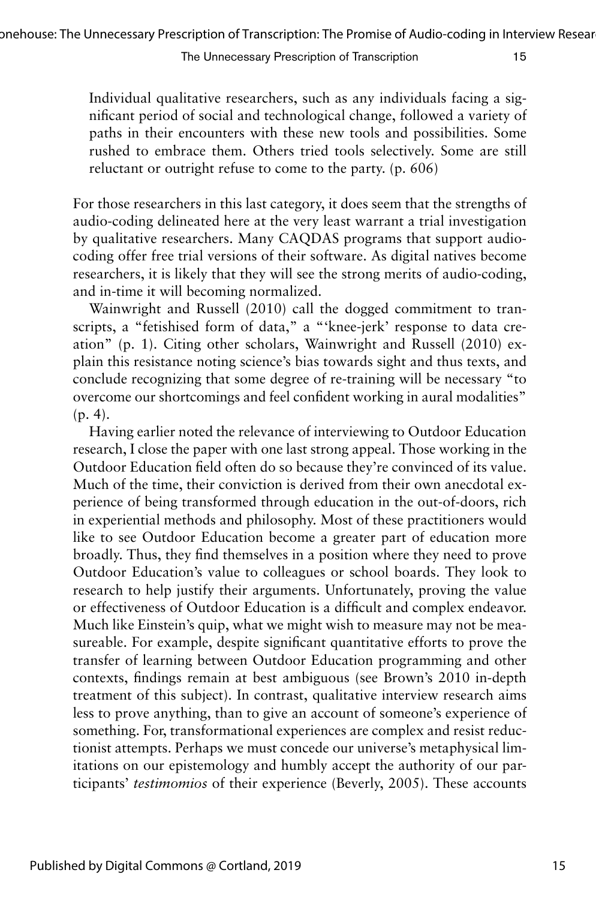> Individual qualitative researchers, such as any individuals facing a significant period of social and technological change, followed a variety of paths in their encounters with these new tools and possibilities. Some rushed to embrace them. Others tried tools selectively. Some are still reluctant or outright refuse to come to the party. (p. 606)

For those researchers in this last category, it does seem that the strengths of audio-coding delineated here at the very least warrant a trial investigation by qualitative researchers. Many CAQDAS programs that support audio-coding offer free trial versions of their software. As digital natives become researchers, it is likely that they will see the strong merits of audio-coding, and in-time it will becoming normalized.

Wainwright and Russell (2010) call the dogged commitment to transcripts, a "fetishised form of data," a "'knee-jerk' response to data creation" (p. 1). Citing other scholars, Wainwright and Russell (2010) explain this resistance noting science's bias towards sight and thus texts, and conclude recognizing that some degree of re-training will be necessary "to overcome our shortcomings and feel confident working in aural modalities" (p. 4).

Having earlier noted the relevance of interviewing to Outdoor Education research, I close the paper with one last strong appeal. Those working in the Outdoor Education field often do so because they're convinced of its value. Much of the time, their conviction is derived from their own anecdotal experience of being transformed through education in the out-of-doors, rich in experiential methods and philosophy. Most of these practitioners would like to see Outdoor Education become a greater part of education more broadly. Thus, they find themselves in a position where they need to prove Outdoor Education's value to colleagues or school boards. They look to research to help justify their arguments. Unfortunately, proving the value or effectiveness of Outdoor Education is a difficult and complex endeavor. Much like Einstein's quip, what we might wish to measure may not be measureable. For example, despite significant quantitative efforts to prove the transfer of learning between Outdoor Education programming and other contexts, findings remain at best ambiguous (see Brown's 2010 in-depth treatment of this subject). In contrast, qualitative interview research aims less to prove anything, than to give an account of someone's experience of something. For, transformational experiences are complex and resist reductionist attempts. Perhaps we must concede our universe's metaphysical limitations on our epistemology and humbly accept the authority of our participants' *testimomios* of their experience (Beverly, 2005). These accounts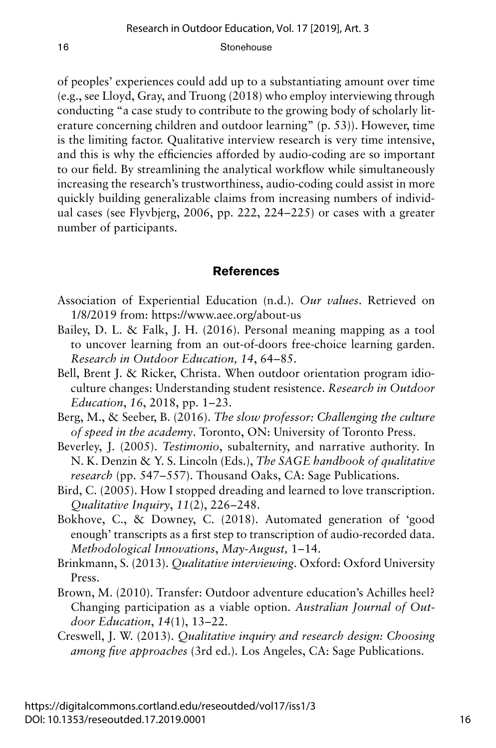of peoples' experiences could add up to a substantiating amount over time (e.g., see Lloyd, Gray, and Truong (2018) who employ interviewing through conducting "a case study to contribute to the growing body of scholarly literature concerning children and outdoor learning" (p. 53)). However, time is the limiting factor. Qualitative interview research is very time intensive, and this is why the efficiencies afforded by audio-coding are so important to our field. By streamlining the analytical workflow while simultaneously increasing the research's trustworthiness, audio-coding could assist in more quickly building generalizable claims from increasing numbers of individual cases (see Flyvbjerg, 2006, pp. 222, 224–225) or cases with a greater number of participants.

## References

Association of Experiential Education (n.d.). *Our values*. Retrieved on 1/8/2019 from: https://www.aee.org/about-us

Bailey, D. L. & Falk, J. H. (2016). Personal meaning mapping as a tool to uncover learning from an out-of-doors free-choice learning garden. *Research in Outdoor Education, 14*, 64–85.

Bell, Brent J. & Ricker, Christa. When outdoor orientation program idioculture changes: Understanding student resistence. *Research in Outdoor Education*, *16*, 2018, pp. 1–23.

Berg, M., & Seeber, B. (2016). *The slow professor: Challenging the culture of speed in the academy*. Toronto, ON: University of Toronto Press.

Beverley, J. (2005). *Testimonio*, subalternity, and narrative authority. In N. K. Denzin & Y. S. Lincoln (Eds.), *The SAGE handbook of qualitative research* (pp. 547–557). Thousand Oaks, CA: Sage Publications.

Bird, C. (2005). How I stopped dreading and learned to love transcription. *Qualitative Inquiry*, *11*(2), 226–248.

Bokhove, C., & Downey, C. (2018). Automated generation of 'good enough' transcripts as a first step to transcription of audio-recorded data. *Methodological Innovations*, *May-August,* 1–14.

Brinkmann, S. (2013). *Qualitative interviewing*. Oxford: Oxford University Press.

Brown, M. (2010). Transfer: Outdoor adventure education's Achilles heel? Changing participation as a viable option. *Australian Journal of Outdoor Education*, *14*(1), 13–22.

Creswell, J. W. (2013). *Qualitative inquiry and research design: Choosing among five approaches* (3rd ed.). Los Angeles, CA: Sage Publications.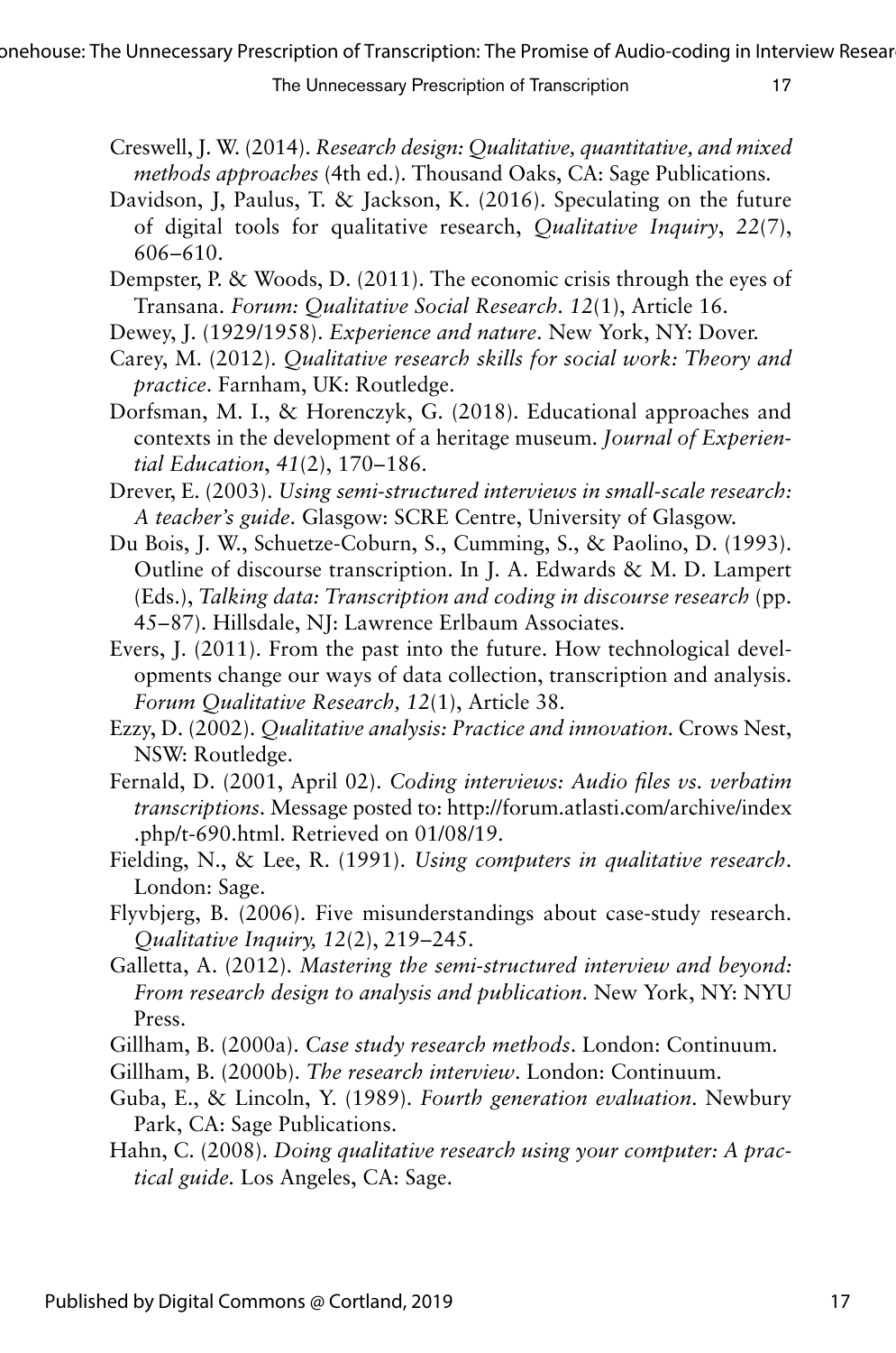Creswell, J. W. (2014). *Research design: Qualitative, quantitative, and mixed methods approaches* (4th ed.). Thousand Oaks, CA: Sage Publications.

Davidson, J, Paulus, T. & Jackson, K. (2016). Speculating on the future of digital tools for qualitative research, *Qualitative Inquiry*, *22*(7), 606–610.

Dempster, P. & Woods, D. (2011). The economic crisis through the eyes of Transana. *Forum: Qualitative Social Research. 12*(1), Article 16.

Dewey, J. (1929/1958). *Experience and nature*. New York, NY: Dover.

Carey, M. (2012). *Qualitative research skills for social work: Theory and practice*. Farnham, UK: Routledge.

Dorfsman, M. I., & Horenczyk, G. (2018). Educational approaches and contexts in the development of a heritage museum. *Journal of Experiential Education*, *41*(2), 170–186.

Drever, E. (2003). *Using semi-structured interviews in small-scale research: A teacher's guide*. Glasgow: SCRE Centre, University of Glasgow.

Du Bois, J. W., Schuetze-Coburn, S., Cumming, S., & Paolino, D. (1993). Outline of discourse transcription. In J. A. Edwards & M. D. Lampert (Eds.), *Talking data: Transcription and coding in discourse research* (pp. 45–87). Hillsdale, NJ: Lawrence Erlbaum Associates.

Evers, J. (2011). From the past into the future. How technological developments change our ways of data collection, transcription and analysis. *Forum Qualitative Research, 12*(1), Article 38.

Ezzy, D. (2002). *Qualitative analysis: Practice and innovation*. Crows Nest, NSW: Routledge.

Fernald, D. (2001, April 02). *Coding interviews: Audio files vs. verbatim transcriptions*. Message posted to: http://forum.atlasti.com/archive/index.php/t-690.html. Retrieved on 01/08/19.

Fielding, N., & Lee, R. (1991). *Using computers in qualitative research*. London: Sage.

Flyvbjerg, B. (2006). Five misunderstandings about case-study research. *Qualitative Inquiry, 12*(2), 219–245.

Galletta, A. (2012). *Mastering the semi-structured interview and beyond: From research design to analysis and publication*. New York, NY: NYU Press.

Gillham, B. (2000a). *Case study research methods*. London: Continuum.

Gillham, B. (2000b). *The research interview*. London: Continuum.

Guba, E., & Lincoln, Y. (1989). *Fourth generation evaluation*. Newbury Park, CA: Sage Publications.

Hahn, C. (2008). *Doing qualitative research using your computer: A practical guide*. Los Angeles, CA: Sage.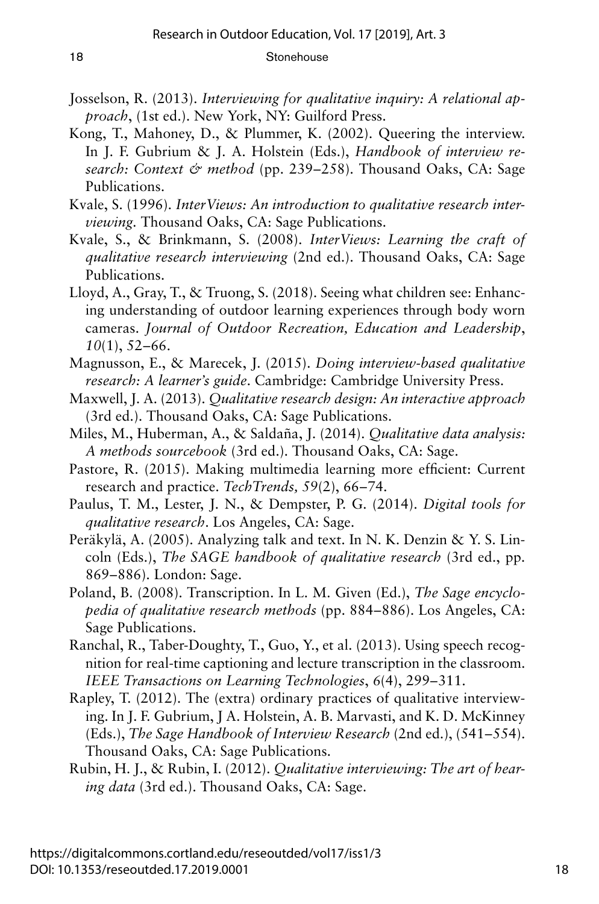Josselson, R. (2013). *Interviewing for qualitative inquiry: A relational approach*, (1st ed.). New York, NY: Guilford Press.

Kong, T., Mahoney, D., & Plummer, K. (2002). Queering the interview. In J. F. Gubrium & J. A. Holstein (Eds.), *Handbook of interview research: Context & method* (pp. 239–258). Thousand Oaks, CA: Sage Publications.

Kvale, S. (1996). *InterViews: An introduction to qualitative research interviewing*. Thousand Oaks, CA: Sage Publications.

Kvale, S., & Brinkmann, S. (2008). *InterViews: Learning the craft of qualitative research interviewing* (2nd ed.). Thousand Oaks, CA: Sage Publications.

Lloyd, A., Gray, T., & Truong, S. (2018). Seeing what children see: Enhancing understanding of outdoor learning experiences through body worn cameras. *Journal of Outdoor Recreation, Education and Leadership*, *10*(1), 52–66.

Magnusson, E., & Marecek, J. (2015). *Doing interview-based qualitative research: A learner's guide*. Cambridge: Cambridge University Press.

Maxwell, J. A. (2013). *Qualitative research design: An interactive approach* (3rd ed.). Thousand Oaks, CA: Sage Publications.

Miles, M., Huberman, A., & Saldaña, J. (2014). *Qualitative data analysis: A methods sourcebook* (3rd ed.). Thousand Oaks, CA: Sage.

Pastore, R. (2015). Making multimedia learning more efficient: Current research and practice. *TechTrends, 59*(2), 66–74.

Paulus, T. M., Lester, J. N., & Dempster, P. G. (2014). *Digital tools for qualitative research*. Los Angeles, CA: Sage.

Peräkylä, A. (2005). Analyzing talk and text. In N. K. Denzin & Y. S. Lincoln (Eds.), *The SAGE handbook of qualitative research* (3rd ed., pp. 869–886). London: Sage.

Poland, B. (2008). Transcription. In L. M. Given (Ed.), *The Sage encyclopedia of qualitative research methods* (pp. 884–886). Los Angeles, CA: Sage Publications.

Ranchal, R., Taber-Doughty, T., Guo, Y., et al. (2013). Using speech recognition for real-time captioning and lecture transcription in the classroom. *IEEE Transactions on Learning Technologies*, *6*(4), 299–311.

Rapley, T. (2012). The (extra) ordinary practices of qualitative interviewing. In J. F. Gubrium, J A. Holstein, A. B. Marvasti, and K. D. McKinney (Eds.), *The Sage Handbook of Interview Research* (2nd ed.), (541–554). Thousand Oaks, CA: Sage Publications.

Rubin, H. J., & Rubin, I. (2012). *Qualitative interviewing: The art of hearing data* (3rd ed.). Thousand Oaks, CA: Sage.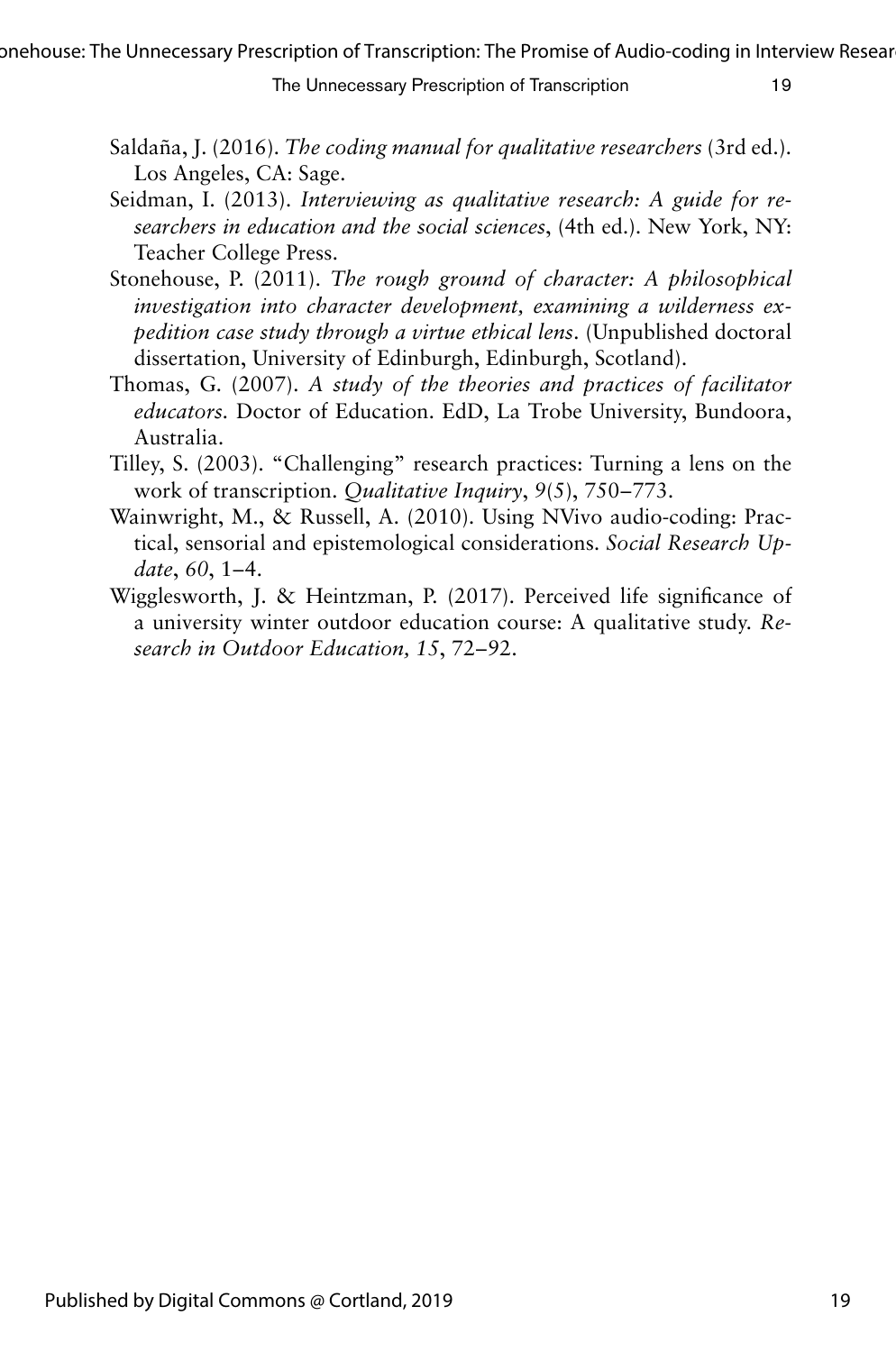Saldaña, J. (2016). *The coding manual for qualitative researchers* (3rd ed.). Los Angeles, CA: Sage.

Seidman, I. (2013). *Interviewing as qualitative research: A guide for researchers in education and the social sciences*, (4th ed.). New York, NY: Teacher College Press.

Stonehouse, P. (2011). *The rough ground of character: A philosophical investigation into character development, examining a wilderness expedition case study through a virtue ethical lens*. (Unpublished doctoral dissertation, University of Edinburgh, Edinburgh, Scotland).

Thomas, G. (2007). *A study of the theories and practices of facilitator educators*. Doctor of Education. EdD, La Trobe University, Bundoora, Australia.

Tilley, S. (2003). "Challenging" research practices: Turning a lens on the work of transcription. *Qualitative Inquiry*, *9*(5), 750–773.

Wainwright, M., & Russell, A. (2010). Using NVivo audio-coding: Practical, sensorial and epistemological considerations. *Social Research Update*, *60*, 1–4.

Wigglesworth, J. & Heintzman, P. (2017). Perceived life significance of a university winter outdoor education course: A qualitative study. *Research in Outdoor Education, 15*, 72–92.